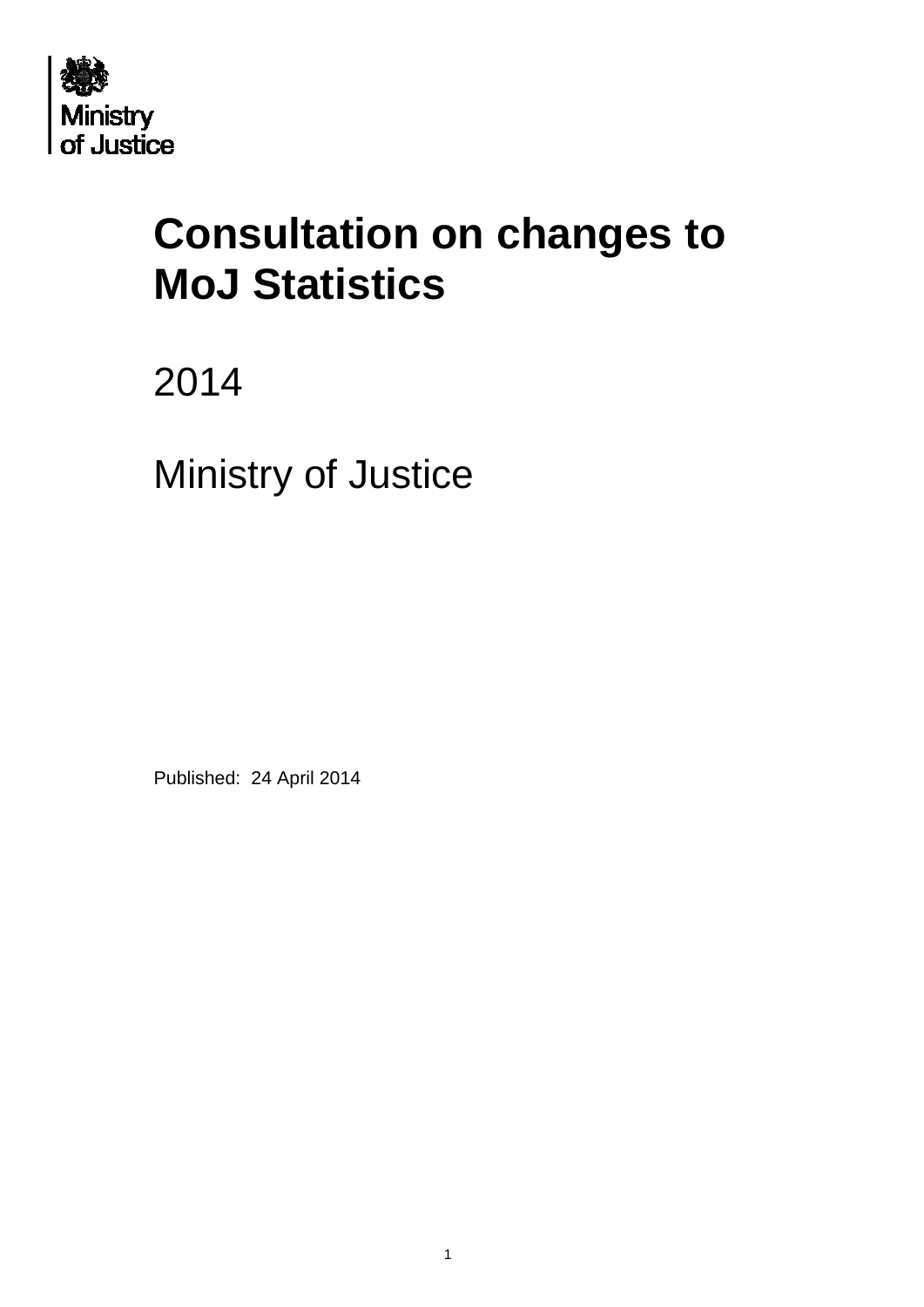Ministry of Justice

# Consultation on changes to MoJ Statistics

2014

Ministry of Justice

Published: 24 April 2014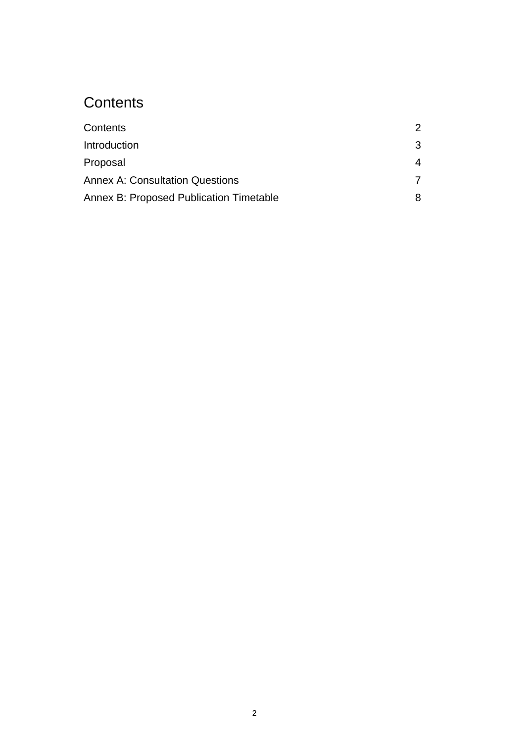# Contents

| | |
|---|---|
| Contents | 2 |
| Introduction | 3 |
| Proposal | 4 |
| Annex A: Consultation Questions | 7 |
| Annex B: Proposed Publication Timetable | 8 |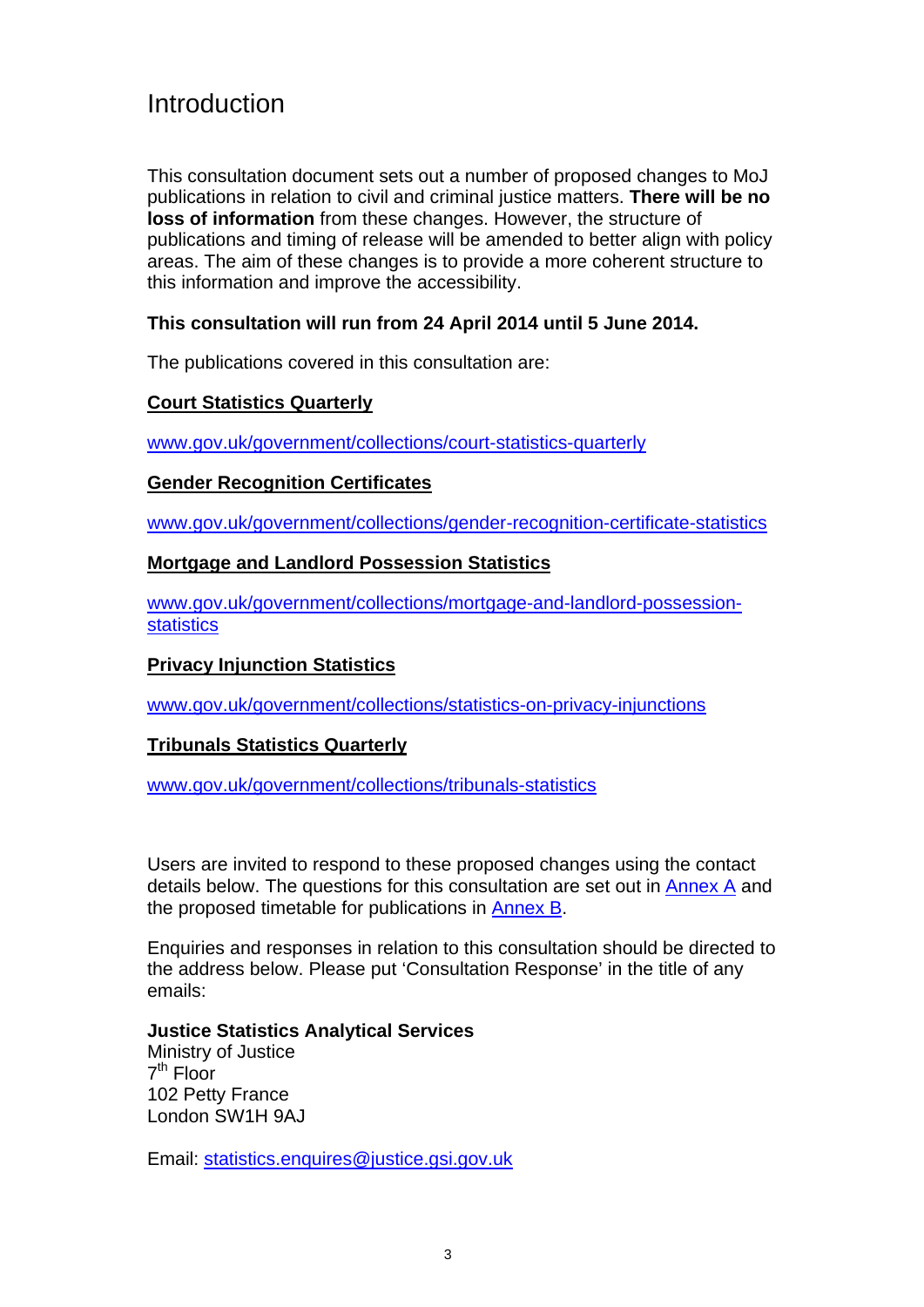# Introduction

This consultation document sets out a number of proposed changes to MoJ publications in relation to civil and criminal justice matters. **There will be no loss of information** from these changes. However, the structure of publications and timing of release will be amended to better align with policy areas. The aim of these changes is to provide a more coherent structure to this information and improve the accessibility.

**This consultation will run from 24 April 2014 until 5 June 2014.**

The publications covered in this consultation are:

**Court Statistics Quarterly**

www.gov.uk/government/collections/court-statistics-quarterly

**Gender Recognition Certificates**

www.gov.uk/government/collections/gender-recognition-certificate-statistics

**Mortgage and Landlord Possession Statistics**

www.gov.uk/government/collections/mortgage-and-landlord-possession-statistics

**Privacy Injunction Statistics**

www.gov.uk/government/collections/statistics-on-privacy-injunctions

**Tribunals Statistics Quarterly**

www.gov.uk/government/collections/tribunals-statistics

Users are invited to respond to these proposed changes using the contact details below. The questions for this consultation are set out in Annex A and the proposed timetable for publications in Annex B.

Enquiries and responses in relation to this consultation should be directed to the address below. Please put 'Consultation Response' in the title of any emails:

**Justice Statistics Analytical Services**
Ministry of Justice
7th Floor
102 Petty France
London SW1H 9AJ

Email: statistics.enquires@justice.gsi.gov.uk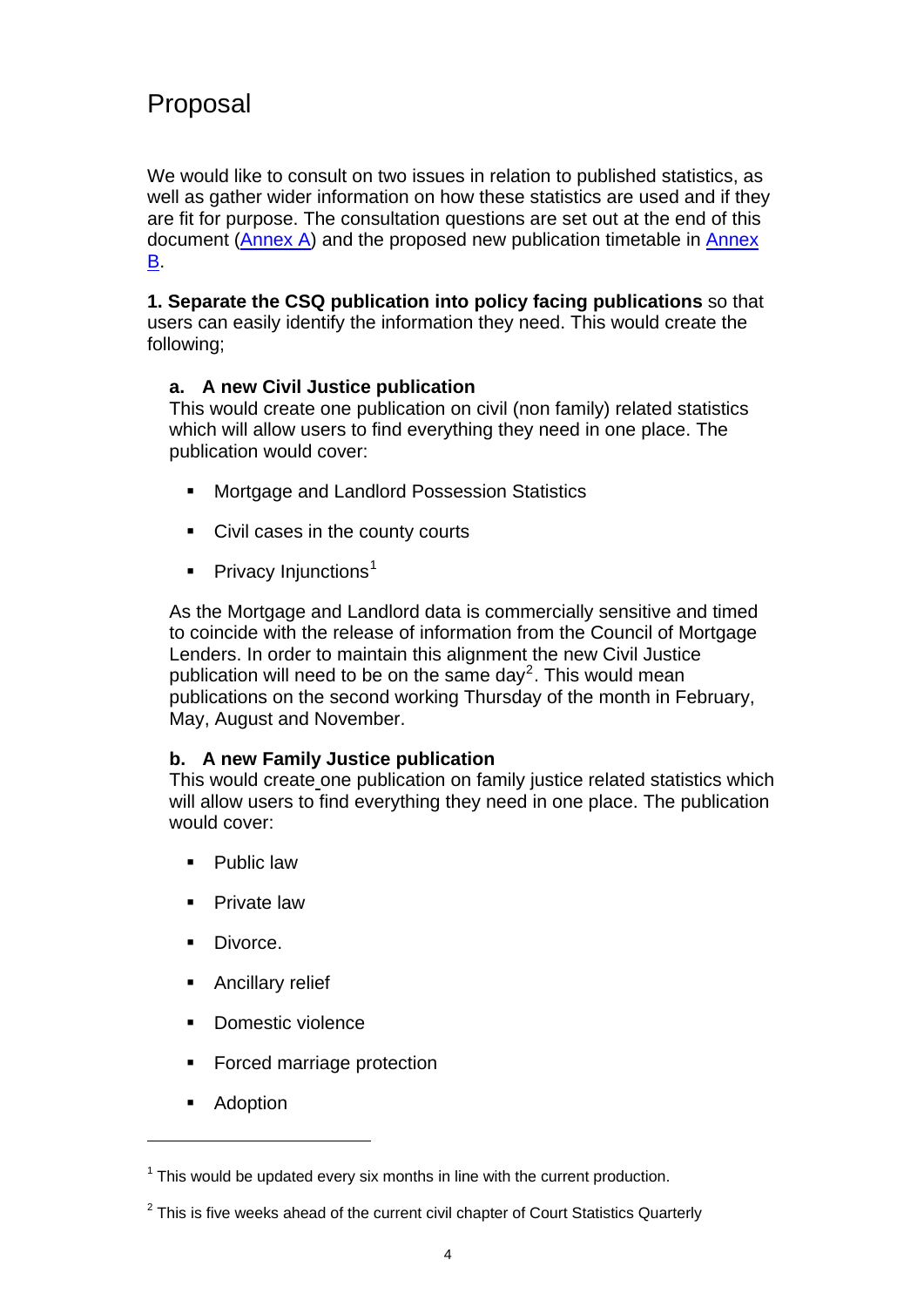# Proposal

We would like to consult on two issues in relation to published statistics, as well as gather wider information on how these statistics are used and if they are fit for purpose. The consultation questions are set out at the end of this document (Annex A) and the proposed new publication timetable in Annex B.

**1. Separate the CSQ publication into policy facing publications** so that users can easily identify the information they need. This would create the following;

**a. A new Civil Justice publication**
This would create one publication on civil (non family) related statistics which will allow users to find everything they need in one place. The publication would cover:

- Mortgage and Landlord Possession Statistics
- Civil cases in the county courts
- Privacy Injunctions[1]

As the Mortgage and Landlord data is commercially sensitive and timed to coincide with the release of information from the Council of Mortgage Lenders. In order to maintain this alignment the new Civil Justice publication will need to be on the same day[2]. This would mean publications on the second working Thursday of the month in February, May, August and November.

**b. A new Family Justice publication**
This would create one publication on family justice related statistics which will allow users to find everything they need in one place. The publication would cover:

- Public law
- Private law
- Divorce.
- Ancillary relief
- Domestic violence
- Forced marriage protection
- Adoption

---

[1] This would be updated every six months in line with the current production.

[2] This is five weeks ahead of the current civil chapter of Court Statistics Quarterly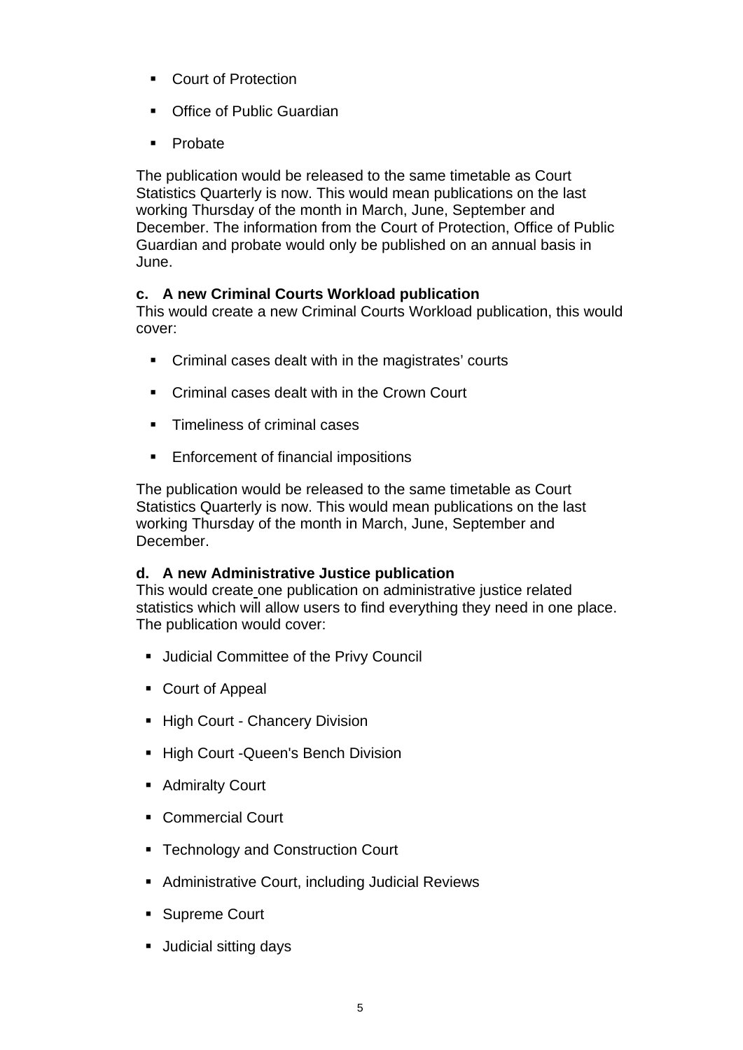- Court of Protection
- Office of Public Guardian
- Probate

The publication would be released to the same timetable as Court Statistics Quarterly is now. This would mean publications on the last working Thursday of the month in March, June, September and December. The information from the Court of Protection, Office of Public Guardian and probate would only be published on an annual basis in June.

**c. A new Criminal Courts Workload publication**
This would create a new Criminal Courts Workload publication, this would cover:

- Criminal cases dealt with in the magistrates' courts
- Criminal cases dealt with in the Crown Court
- Timeliness of criminal cases
- Enforcement of financial impositions

The publication would be released to the same timetable as Court Statistics Quarterly is now. This would mean publications on the last working Thursday of the month in March, June, September and December.

**d. A new Administrative Justice publication**
This would create one publication on administrative justice related statistics which will allow users to find everything they need in one place. The publication would cover:

- Judicial Committee of the Privy Council
- Court of Appeal
- High Court - Chancery Division
- High Court -Queen's Bench Division
- Admiralty Court
- Commercial Court
- Technology and Construction Court
- Administrative Court, including Judicial Reviews
- Supreme Court
- Judicial sitting days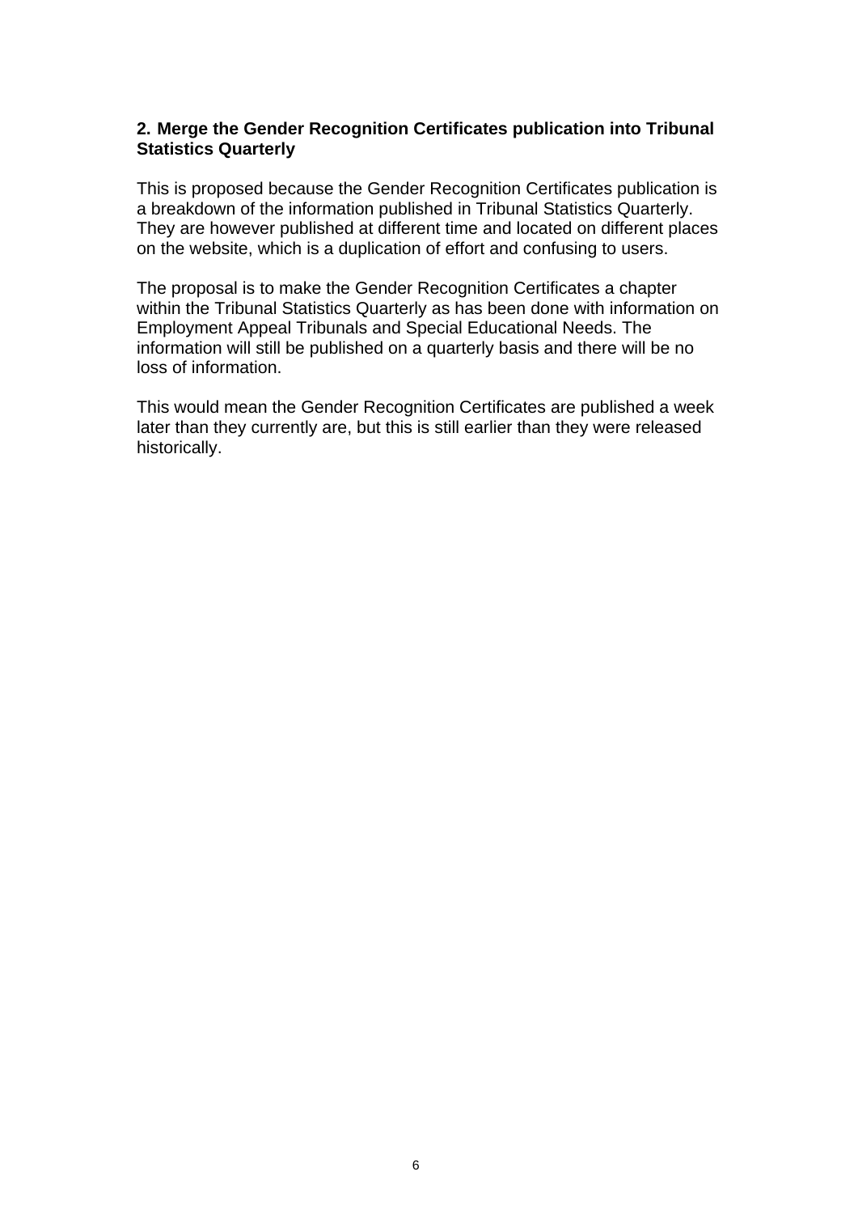### 2. Merge the Gender Recognition Certificates publication into Tribunal Statistics Quarterly

This is proposed because the Gender Recognition Certificates publication is a breakdown of the information published in Tribunal Statistics Quarterly. They are however published at different time and located on different places on the website, which is a duplication of effort and confusing to users.

The proposal is to make the Gender Recognition Certificates a chapter within the Tribunal Statistics Quarterly as has been done with information on Employment Appeal Tribunals and Special Educational Needs. The information will still be published on a quarterly basis and there will be no loss of information.

This would mean the Gender Recognition Certificates are published a week later than they currently are, but this is still earlier than they were released historically.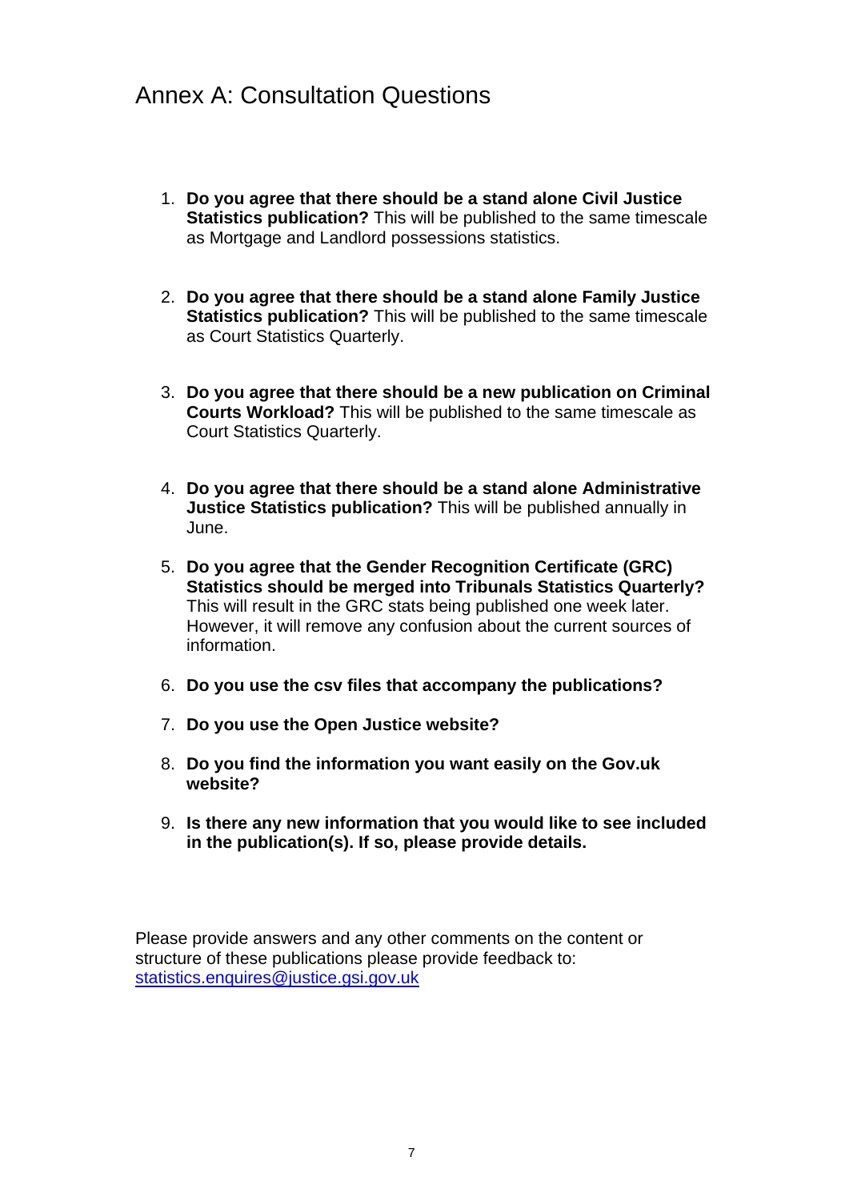# Annex A: Consultation Questions

1. **Do you agree that there should be a stand alone Civil Justice Statistics publication?** This will be published to the same timescale as Mortgage and Landlord possessions statistics.

2. **Do you agree that there should be a stand alone Family Justice Statistics publication?** This will be published to the same timescale as Court Statistics Quarterly.

3. **Do you agree that there should be a new publication on Criminal Courts Workload?** This will be published to the same timescale as Court Statistics Quarterly.

4. **Do you agree that there should be a stand alone Administrative Justice Statistics publication?** This will be published annually in June.

5. **Do you agree that the Gender Recognition Certificate (GRC) Statistics should be merged into Tribunals Statistics Quarterly?** This will result in the GRC stats being published one week later. However, it will remove any confusion about the current sources of information.

6. **Do you use the csv files that accompany the publications?**

7. **Do you use the Open Justice website?**

8. **Do you find the information you want easily on the Gov.uk website?**

9. **Is there any new information that you would like to see included in the publication(s). If so, please provide details.**

Please provide answers and any other comments on the content or structure of these publications please provide feedback to: statistics.enquires@justice.gsi.gov.uk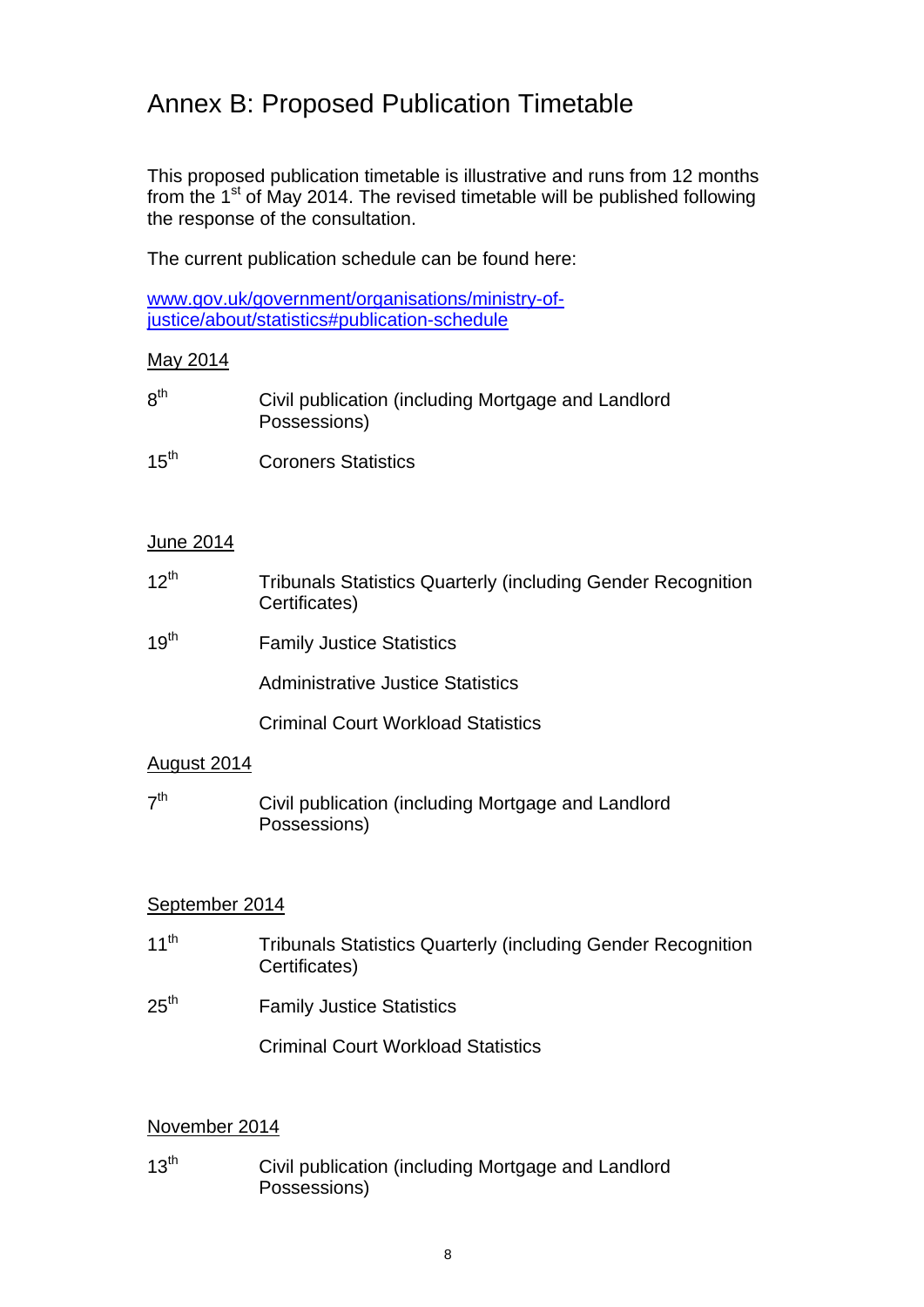# Annex B: Proposed Publication Timetable

This proposed publication timetable is illustrative and runs from 12 months from the 1st of May 2014. The revised timetable will be published following the response of the consultation.

The current publication schedule can be found here:

www.gov.uk/government/organisations/ministry-of-justice/about/statistics#publication-schedule

<u>May 2014</u>

8th Civil publication (including Mortgage and Landlord Possessions)

15th Coroners Statistics

<u>June 2014</u>

12th Tribunals Statistics Quarterly (including Gender Recognition Certificates)

19th Family Justice Statistics

Administrative Justice Statistics

Criminal Court Workload Statistics

<u>August 2014</u>

7th Civil publication (including Mortgage and Landlord Possessions)

<u>September 2014</u>

11th Tribunals Statistics Quarterly (including Gender Recognition Certificates)

25th Family Justice Statistics

Criminal Court Workload Statistics

<u>November 2014</u>

13th Civil publication (including Mortgage and Landlord Possessions)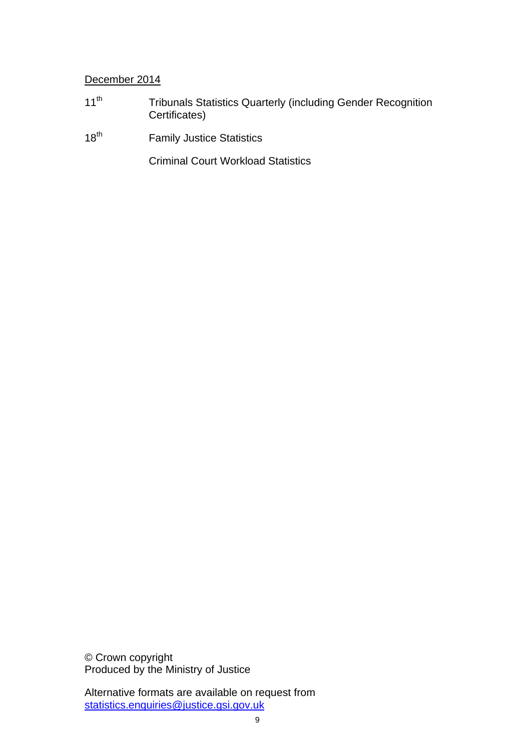December 2014

11th Tribunals Statistics Quarterly (including Gender Recognition Certificates)

18th Family Justice Statistics

Criminal Court Workload Statistics

© Crown copyright
Produced by the Ministry of Justice

Alternative formats are available on request from
statistics.enquiries@justice.gsi.gov.uk